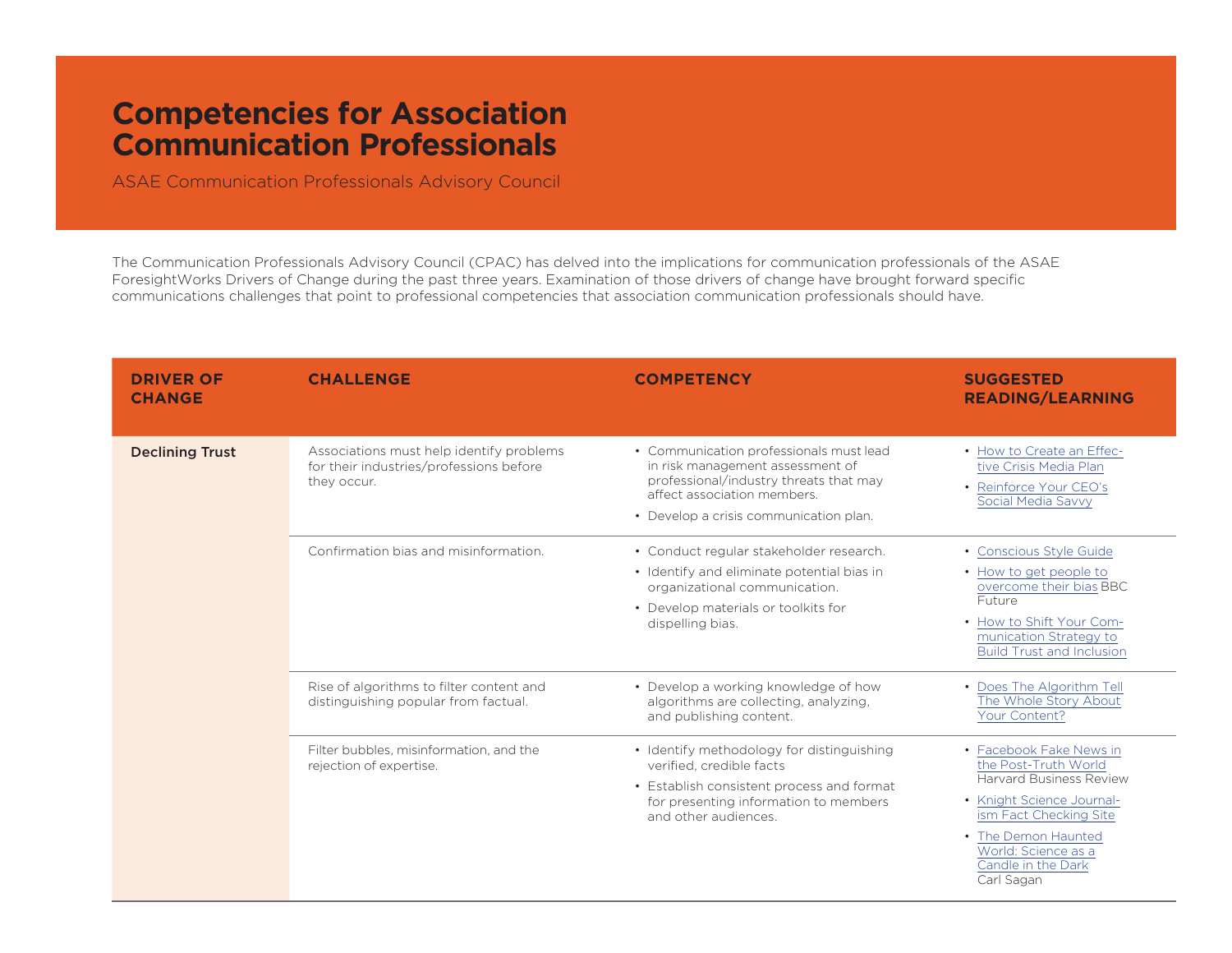# Competencies for Association Communication Professionals

ASAE Communication Professionals Advisory Council

The Communication Professionals Advisory Council (CPAC) has delved into the implications for communication professionals of the ASAE ForesightWorks Drivers of Change during the past three years. Examination of those drivers of change have brought forward specific communications challenges that point to professional competencies that association communication professionals should have.

| DRIVER OF CHANGE | CHALLENGE | COMPETENCY | SUGGESTED READING/LEARNING |
|---|---|---|---|
| **Declining Trust** | Associations must help identify problems for their industries/professions before they occur. | • Communication professionals must lead in risk management assessment of professional/industry threats that may affect association members.<br>• Develop a crisis communication plan. | • How to Create an Effective Crisis Media Plan<br>• Reinforce Your CEO's Social Media Savvy |
| | Confirmation bias and misinformation. | • Conduct regular stakeholder research.<br>• Identify and eliminate potential bias in organizational communication.<br>• Develop materials or toolkits for dispelling bias. | • Conscious Style Guide<br>• How to get people to overcome their bias BBC Future<br>• How to Shift Your Communication Strategy to Build Trust and Inclusion |
| | Rise of algorithms to filter content and distinguishing popular from factual. | • Develop a working knowledge of how algorithms are collecting, analyzing, and publishing content. | • Does The Algorithm Tell The Whole Story About Your Content? |
| | Filter bubbles, misinformation, and the rejection of expertise. | • Identify methodology for distinguishing verified, credible facts<br>• Establish consistent process and format for presenting information to members and other audiences. | • Facebook Fake News in the Post-Truth World Harvard Business Review<br>• Knight Science Journalism Fact Checking Site<br>• The Demon Haunted World: Science as a Candle in the Dark Carl Sagan |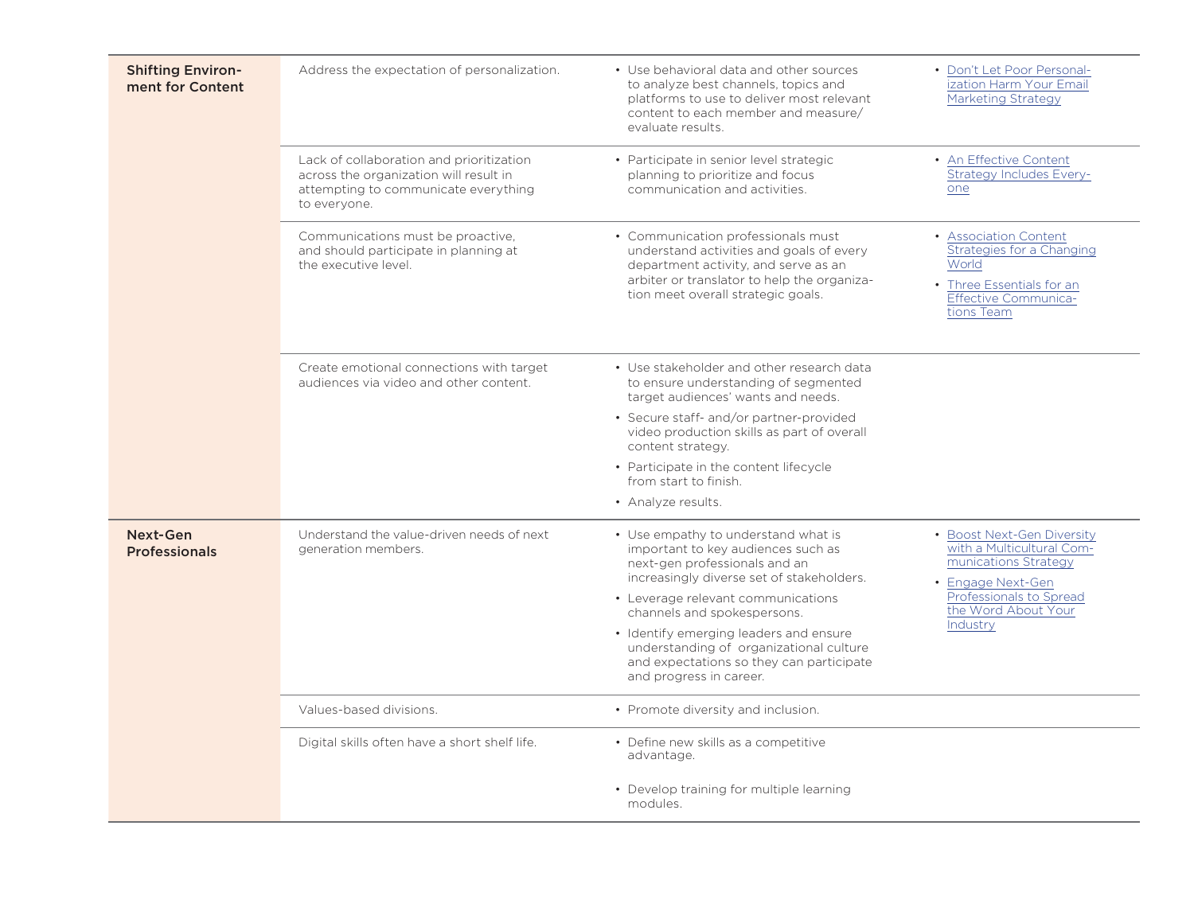| | | | |
|---|---|---|---|
| **Shifting Environment for Content** | Address the expectation of personalization. | • Use behavioral data and other sources to analyze best channels, topics and platforms to use to deliver most relevant content to each member and measure/evaluate results. | • Don't Let Poor Personalization Harm Your Email Marketing Strategy |
| | Lack of collaboration and prioritization across the organization will result in attempting to communicate everything to everyone. | • Participate in senior level strategic planning to prioritize and focus communication and activities. | • An Effective Content Strategy Includes Everyone |
| | Communications must be proactive, and should participate in planning at the executive level. | • Communication professionals must understand activities and goals of every department activity, and serve as an arbiter or translator to help the organization meet overall strategic goals. | • Association Content Strategies for a Changing World<br>• Three Essentials for an Effective Communications Team |
| | Create emotional connections with target audiences via video and other content. | • Use stakeholder and other research data to ensure understanding of segmented target audiences' wants and needs.<br>• Secure staff- and/or partner-provided video production skills as part of overall content strategy.<br>• Participate in the content lifecycle from start to finish.<br>• Analyze results. | |
| **Next-Gen Professionals** | Understand the value-driven needs of next generation members. | • Use empathy to understand what is important to key audiences such as next-gen professionals and an increasingly diverse set of stakeholders.<br>• Leverage relevant communications channels and spokespersons.<br>• Identify emerging leaders and ensure understanding of organizational culture and expectations so they can participate and progress in career. | • Boost Next-Gen Diversity with a Multicultural Communications Strategy<br>• Engage Next-Gen Professionals to Spread the Word About Your Industry |
| | Values-based divisions. | • Promote diversity and inclusion. | |
| | Digital skills often have a short shelf life. | • Define new skills as a competitive advantage.<br>• Develop training for multiple learning modules. | |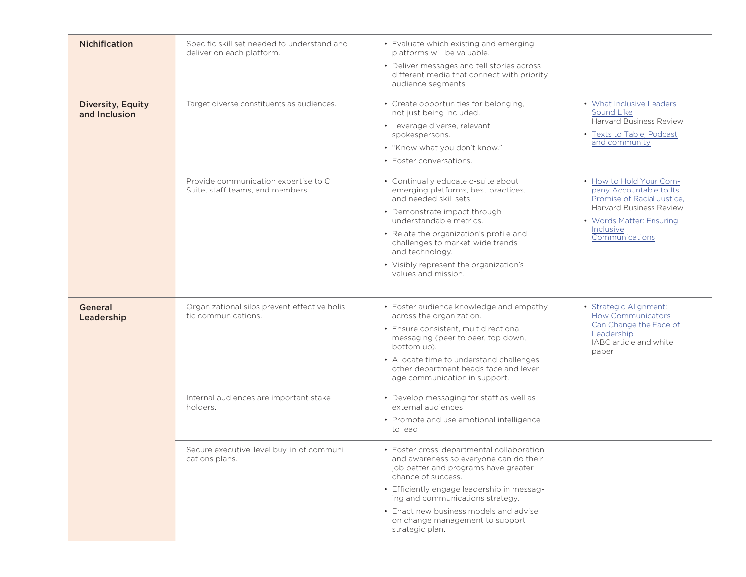| | | | |
|---|---|---|---|
| **Nichification** | Specific skill set needed to understand and deliver on each platform. | • Evaluate which existing and emerging platforms will be valuable.<br>• Deliver messages and tell stories across different media that connect with priority audience segments. | |
| **Diversity, Equity and Inclusion** | Target diverse constituents as audiences. | • Create opportunities for belonging, not just being included.<br>• Leverage diverse, relevant spokespersons.<br>• "Know what you don't know."<br>• Foster conversations. | • What Inclusive Leaders Sound Like Harvard Business Review<br>• Texts to Table, Podcast and community |
| | Provide communication expertise to C Suite, staff teams, and members. | • Continually educate c-suite about emerging platforms, best practices, and needed skill sets.<br>• Demonstrate impact through understandable metrics.<br>• Relate the organization's profile and challenges to market-wide trends and technology.<br>• Visibly represent the organization's values and mission. | • How to Hold Your Company Accountable to Its Promise of Racial Justice, Harvard Business Review<br>• Words Matter: Ensuring Inclusive Communications |
| **General Leadership** | Organizational silos prevent effective holistic communications. | • Foster audience knowledge and empathy across the organization.<br>• Ensure consistent, multidirectional messaging (peer to peer, top down, bottom up).<br>• Allocate time to understand challenges other department heads face and leverage communication in support. | • Strategic Alignment: How Communicators Can Change the Face of Leadership IABC article and white paper |
| | Internal audiences are important stakeholders. | • Develop messaging for staff as well as external audiences.<br>• Promote and use emotional intelligence to lead. | |
| | Secure executive-level buy-in of communications plans. | • Foster cross-departmental collaboration and awareness so everyone can do their job better and programs have greater chance of success.<br>• Efficiently engage leadership in messaging and communications strategy.<br>• Enact new business models and advise on change management to support strategic plan. | |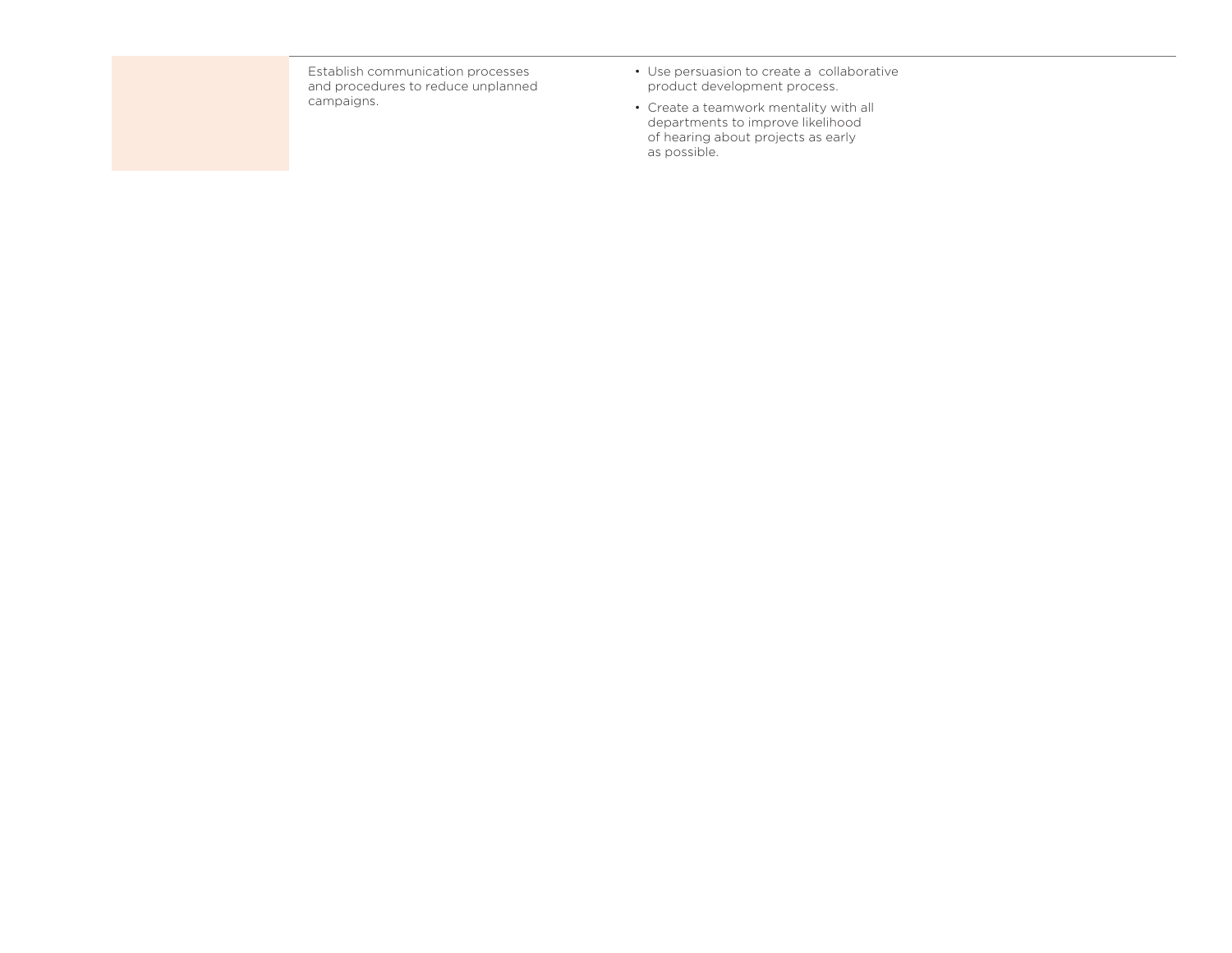| | | |
|---|---|---|
| | Establish communication processes and procedures to reduce unplanned campaigns. | • Use persuasion to create a collaborative product development process.<br>• Create a teamwork mentality with all departments to improve likelihood of hearing about projects as early as possible. |